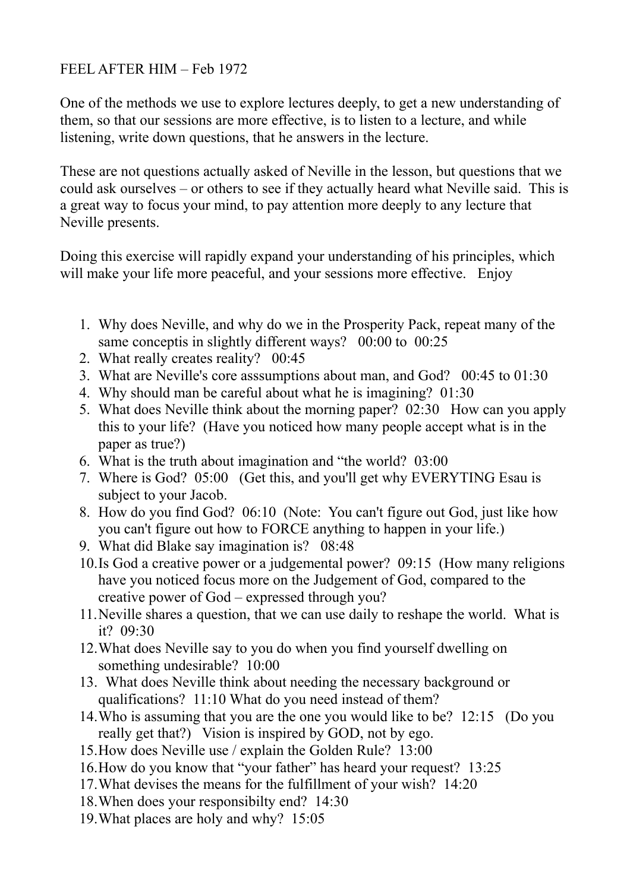FEEL AFTER HIM – Feb 1972

One of the methods we use to explore lectures deeply, to get a new understanding of them, so that our sessions are more effective, is to listen to a lecture, and while listening, write down questions, that he answers in the lecture.

These are not questions actually asked of Neville in the lesson, but questions that we could ask ourselves – or others to see if they actually heard what Neville said. This is a great way to focus your mind, to pay attention more deeply to any lecture that Neville presents.

Doing this exercise will rapidly expand your understanding of his principles, which will make your life more peaceful, and your sessions more effective. Enjoy

1. Why does Neville, and why do we in the Prosperity Pack, repeat many of the same conceptis in slightly different ways? 00:00 to 00:25
2. What really creates reality? 00:45
3. What are Neville's core asssumptions about man, and God? 00:45 to 01:30
4. Why should man be careful about what he is imagining? 01:30
5. What does Neville think about the morning paper? 02:30 How can you apply this to your life? (Have you noticed how many people accept what is in the paper as true?)
6. What is the truth about imagination and "the world? 03:00
7. Where is God? 05:00 (Get this, and you'll get why EVERYTING Esau is subject to your Jacob.
8. How do you find God? 06:10 (Note: You can't figure out God, just like how you can't figure out how to FORCE anything to happen in your life.)
9. What did Blake say imagination is? 08:48
10. Is God a creative power or a judgemental power? 09:15 (How many religions have you noticed focus more on the Judgement of God, compared to the creative power of God – expressed through you?
11. Neville shares a question, that we can use daily to reshape the world. What is it? 09:30
12. What does Neville say to you do when you find yourself dwelling on something undesirable? 10:00
13. What does Neville think about needing the necessary background or qualifications? 11:10 What do you need instead of them?
14. Who is assuming that you are the one you would like to be? 12:15 (Do you really get that?) Vision is inspired by GOD, not by ego.
15. How does Neville use / explain the Golden Rule? 13:00
16. How do you know that "your father" has heard your request? 13:25
17. What devises the means for the fulfillment of your wish? 14:20
18. When does your responsibilty end? 14:30
19. What places are holy and why? 15:05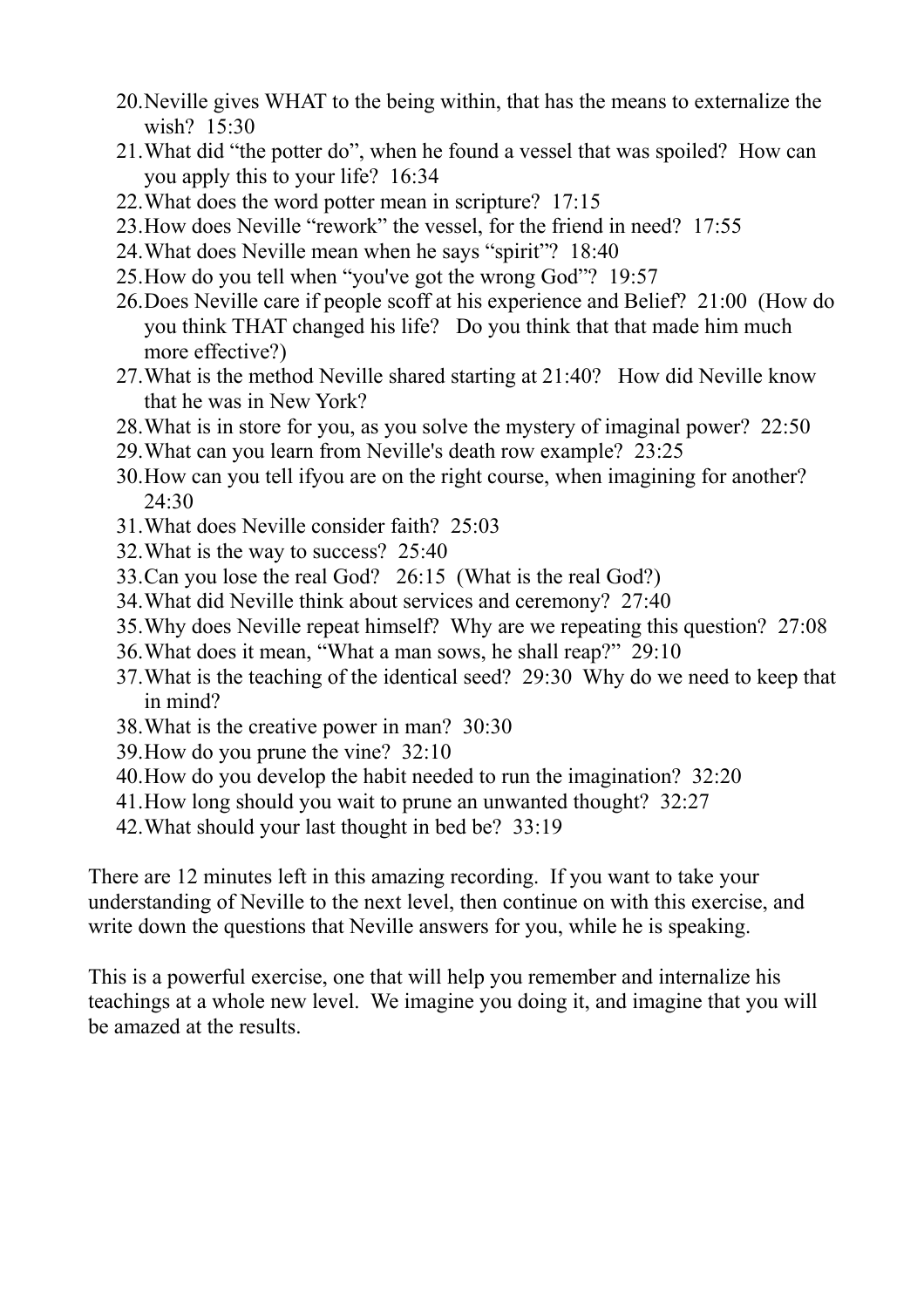20. Neville gives WHAT to the being within, that has the means to externalize the wish? 15:30
21. What did "the potter do", when he found a vessel that was spoiled? How can you apply this to your life? 16:34
22. What does the word potter mean in scripture? 17:15
23. How does Neville "rework" the vessel, for the friend in need? 17:55
24. What does Neville mean when he says "spirit"? 18:40
25. How do you tell when "you've got the wrong God"? 19:57
26. Does Neville care if people scoff at his experience and Belief? 21:00 (How do you think THAT changed his life? Do you think that that made him much more effective?)
27. What is the method Neville shared starting at 21:40? How did Neville know that he was in New York?
28. What is in store for you, as you solve the mystery of imaginal power? 22:50
29. What can you learn from Neville's death row example? 23:25
30. How can you tell ifyou are on the right course, when imagining for another? 24:30
31. What does Neville consider faith? 25:03
32. What is the way to success? 25:40
33. Can you lose the real God? 26:15 (What is the real God?)
34. What did Neville think about services and ceremony? 27:40
35. Why does Neville repeat himself? Why are we repeating this question? 27:08
36. What does it mean, "What a man sows, he shall reap?" 29:10
37. What is the teaching of the identical seed? 29:30 Why do we need to keep that in mind?
38. What is the creative power in man? 30:30
39. How do you prune the vine? 32:10
40. How do you develop the habit needed to run the imagination? 32:20
41. How long should you wait to prune an unwanted thought? 32:27
42. What should your last thought in bed be? 33:19

There are 12 minutes left in this amazing recording. If you want to take your understanding of Neville to the next level, then continue on with this exercise, and write down the questions that Neville answers for you, while he is speaking.

This is a powerful exercise, one that will help you remember and internalize his teachings at a whole new level. We imagine you doing it, and imagine that you will be amazed at the results.